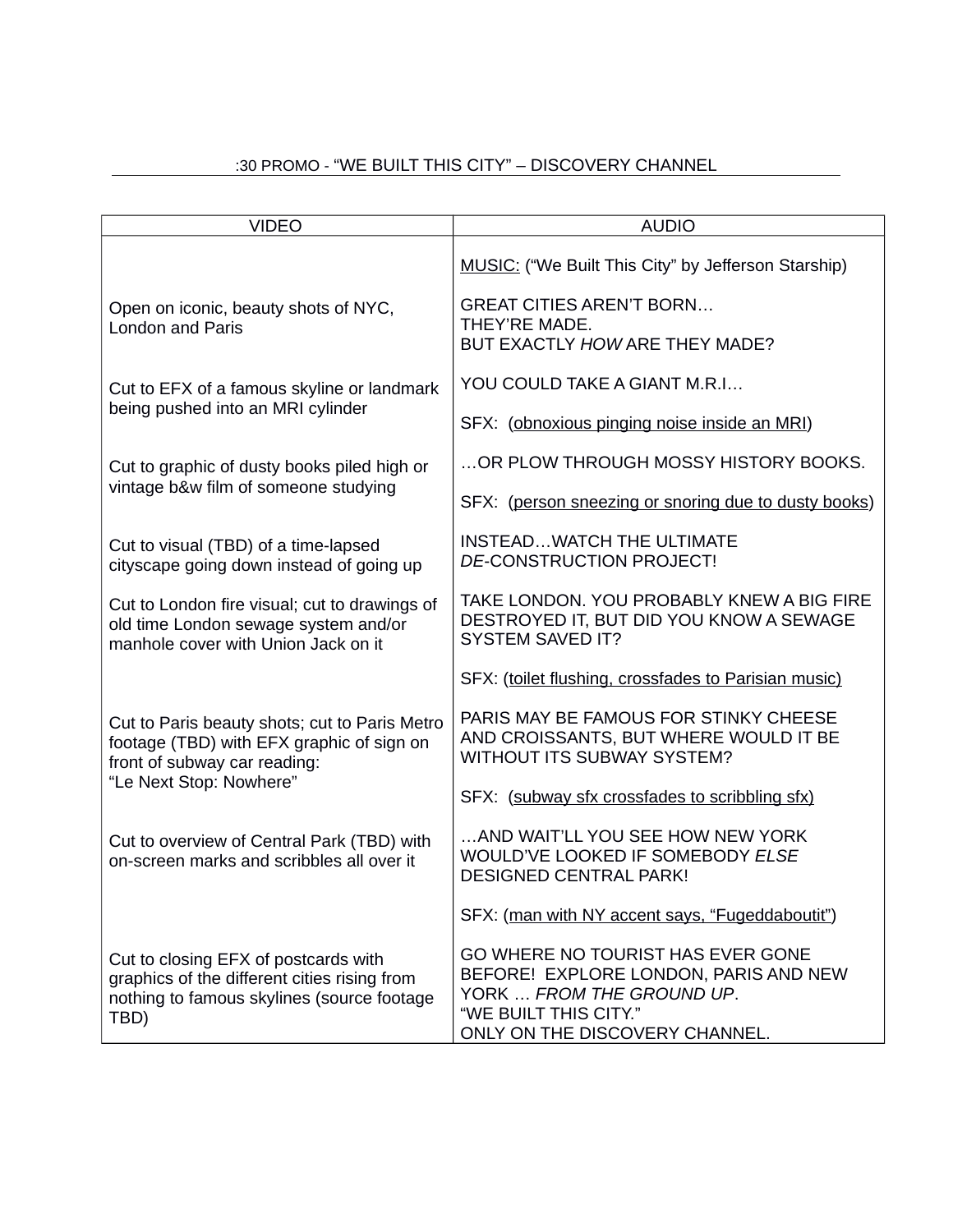## :30 PROMO - "WE BUILT THIS CITY" – DISCOVERY CHANNEL

| VIDEO | AUDIO |
|---|---|
| | <u>MUSIC:</u> ("We Built This City" by Jefferson Starship) |
| Open on iconic, beauty shots of NYC, London and Paris | GREAT CITIES AREN'T BORN…<br>THEY'RE MADE.<br>BUT EXACTLY *HOW* ARE THEY MADE? |
| Cut to EFX of a famous skyline or landmark being pushed into an MRI cylinder | YOU COULD TAKE A GIANT M.R.I…<br><br>SFX: (<u>obnoxious pinging noise inside an MRI</u>) |
| Cut to graphic of dusty books piled high or vintage b&w film of someone studying | …OR PLOW THROUGH MOSSY HISTORY BOOKS.<br><br>SFX: (<u>person sneezing or snoring due to dusty books</u>) |
| Cut to visual (TBD) of a time-lapsed cityscape going down instead of going up | INSTEAD…WATCH THE ULTIMATE *DE*-CONSTRUCTION PROJECT! |
| Cut to London fire visual; cut to drawings of old time London sewage system and/or manhole cover with Union Jack on it | TAKE LONDON. YOU PROBABLY KNEW A BIG FIRE DESTROYED IT, BUT DID YOU KNOW A SEWAGE SYSTEM SAVED IT?<br><br>SFX: (<u>toilet flushing, crossfades to Parisian music)</u> |
| Cut to Paris beauty shots; cut to Paris Metro footage (TBD) with EFX graphic of sign on front of subway car reading:<br>"Le Next Stop: Nowhere" | PARIS MAY BE FAMOUS FOR STINKY CHEESE AND CROISSANTS, BUT WHERE WOULD IT BE WITHOUT ITS SUBWAY SYSTEM?<br><br>SFX: (<u>subway sfx crossfades to scribbling sfx)</u> |
| Cut to overview of Central Park (TBD) with on-screen marks and scribbles all over it | …AND WAIT'LL YOU SEE HOW NEW YORK WOULD'VE LOOKED IF SOMEBODY *ELSE* DESIGNED CENTRAL PARK!<br><br>SFX: (<u>man with NY accent says, "Fugeddaboutit"</u>) |
| Cut to closing EFX of postcards with graphics of the different cities rising from nothing to famous skylines (source footage TBD) | GO WHERE NO TOURIST HAS EVER GONE BEFORE! EXPLORE LONDON, PARIS AND NEW YORK … *FROM THE GROUND UP*.<br>"WE BUILT THIS CITY."<br>ONLY ON THE DISCOVERY CHANNEL. |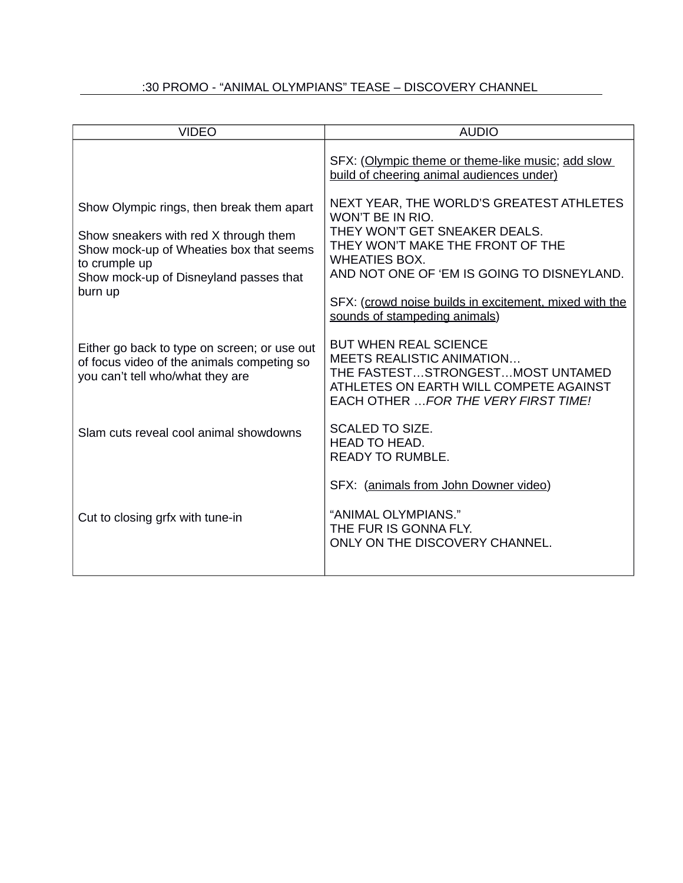:30 PROMO - "ANIMAL OLYMPIANS" TEASE – DISCOVERY CHANNEL

| VIDEO | AUDIO |
| --- | --- |
| | SFX: (<u>Olympic theme or theme-like music</u>; <u>add slow build of cheering animal audiences under)</u> |
| Show Olympic rings, then break them apart<br><br>Show sneakers with red X through them<br>Show mock-up of Wheaties box that seems to crumple up<br>Show mock-up of Disneyland passes that burn up | NEXT YEAR, THE WORLD'S GREATEST ATHLETES WON'T BE IN RIO.<br>THEY WON'T GET SNEAKER DEALS.<br>THEY WON'T MAKE THE FRONT OF THE WHEATIES BOX.<br>AND NOT ONE OF 'EM IS GOING TO DISNEYLAND. |
| | SFX: (<u>crowd noise builds in excitement, mixed with the sounds of stampeding animals</u>) |
| Either go back to type on screen; or use out of focus video of the animals competing so you can't tell who/what they are | BUT WHEN REAL SCIENCE<br>MEETS REALISTIC ANIMATION…<br>THE FASTEST…STRONGEST…MOST UNTAMED ATHLETES ON EARTH WILL COMPETE AGAINST EACH OTHER …*FOR THE VERY FIRST TIME!* |
| Slam cuts reveal cool animal showdowns | SCALED TO SIZE.<br>HEAD TO HEAD.<br>READY TO RUMBLE. |
| | SFX: (<u>animals from John Downer video</u>) |
| Cut to closing grfx with tune-in | "ANIMAL OLYMPIANS."<br>THE FUR IS GONNA FLY.<br>ONLY ON THE DISCOVERY CHANNEL. |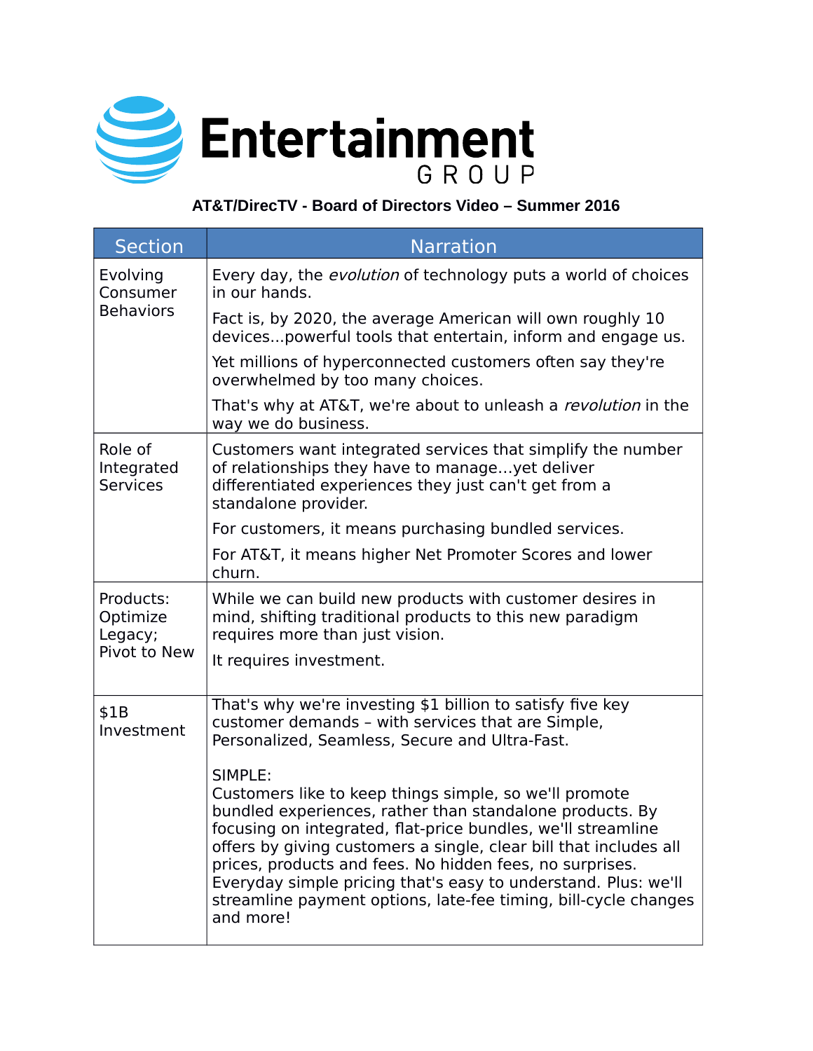# Entertainment GROUP

**AT&T/DirecTV - Board of Directors Video – Summer 2016**

| Section | Narration |
|---|---|
| Evolving Consumer Behaviors | Every day, the *evolution* of technology puts a world of choices in our hands.<br><br>Fact is, by 2020, the average American will own roughly 10 devices...powerful tools that entertain, inform and engage us.<br><br>Yet millions of hyperconnected customers often say they're overwhelmed by too many choices.<br><br>That's why at AT&T, we're about to unleash a *revolution* in the way we do business. |
| Role of Integrated Services | Customers want integrated services that simplify the number of relationships they have to manage…yet deliver differentiated experiences they just can't get from a standalone provider.<br><br>For customers, it means purchasing bundled services.<br><br>For AT&T, it means higher Net Promoter Scores and lower churn. |
| Products: Optimize Legacy; Pivot to New | While we can build new products with customer desires in mind, shifting traditional products to this new paradigm requires more than just vision.<br><br>It requires investment. |
| $1B Investment | That's why we're investing $1 billion to satisfy five key customer demands – with services that are Simple, Personalized, Seamless, Secure and Ultra-Fast.<br><br>SIMPLE:<br>Customers like to keep things simple, so we'll promote bundled experiences, rather than standalone products. By focusing on integrated, flat-price bundles, we'll streamline offers by giving customers a single, clear bill that includes all prices, products and fees. No hidden fees, no surprises. Everyday simple pricing that's easy to understand. Plus: we'll streamline payment options, late-fee timing, bill-cycle changes and more! |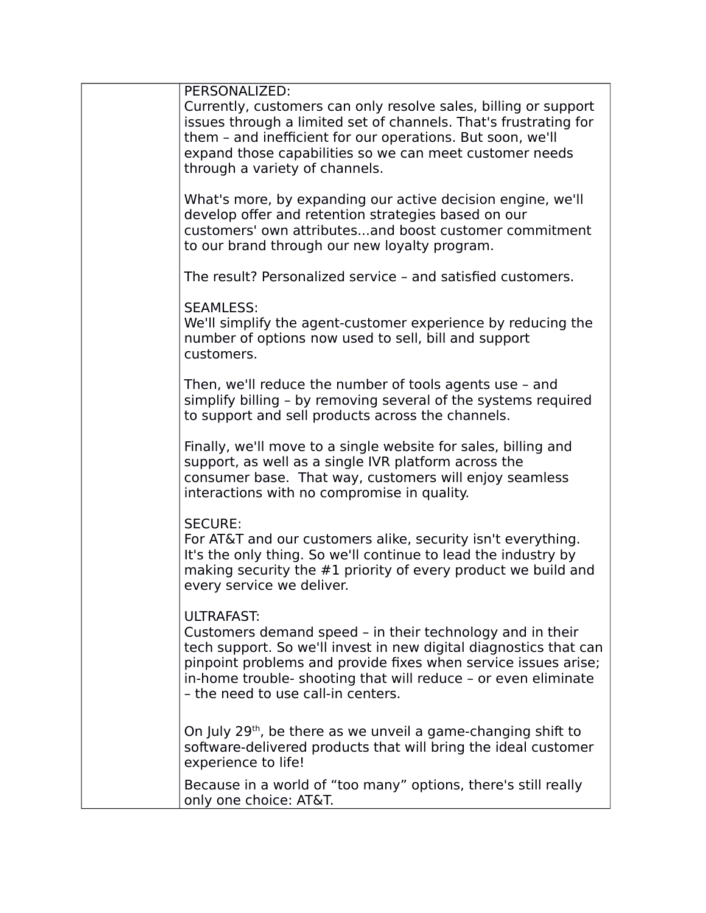| | |
|---|---|
| | PERSONALIZED:<br>Currently, customers can only resolve sales, billing or support issues through a limited set of channels. That's frustrating for them – and inefficient for our operations. But soon, we'll expand those capabilities so we can meet customer needs through a variety of channels.<br><br>What's more, by expanding our active decision engine, we'll develop offer and retention strategies based on our customers' own attributes...and boost customer commitment to our brand through our new loyalty program.<br><br>The result? Personalized service – and satisfied customers.<br><br>SEAMLESS:<br>We'll simplify the agent-customer experience by reducing the number of options now used to sell, bill and support customers.<br><br>Then, we'll reduce the number of tools agents use – and simplify billing – by removing several of the systems required to support and sell products across the channels.<br><br>Finally, we'll move to a single website for sales, billing and support, as well as a single IVR platform across the consumer base. That way, customers will enjoy seamless interactions with no compromise in quality.<br><br>SECURE:<br>For AT&T and our customers alike, security isn't everything. It's the only thing. So we'll continue to lead the industry by making security the #1 priority of every product we build and every service we deliver.<br><br>ULTRAFAST:<br>Customers demand speed – in their technology and in their tech support. So we'll invest in new digital diagnostics that can pinpoint problems and provide fixes when service issues arise; in-home trouble- shooting that will reduce – or even eliminate – the need to use call-in centers.<br><br>On July 29th, be there as we unveil a game-changing shift to software-delivered products that will bring the ideal customer experience to life!<br><br>Because in a world of "too many" options, there's still really only one choice: AT&T. |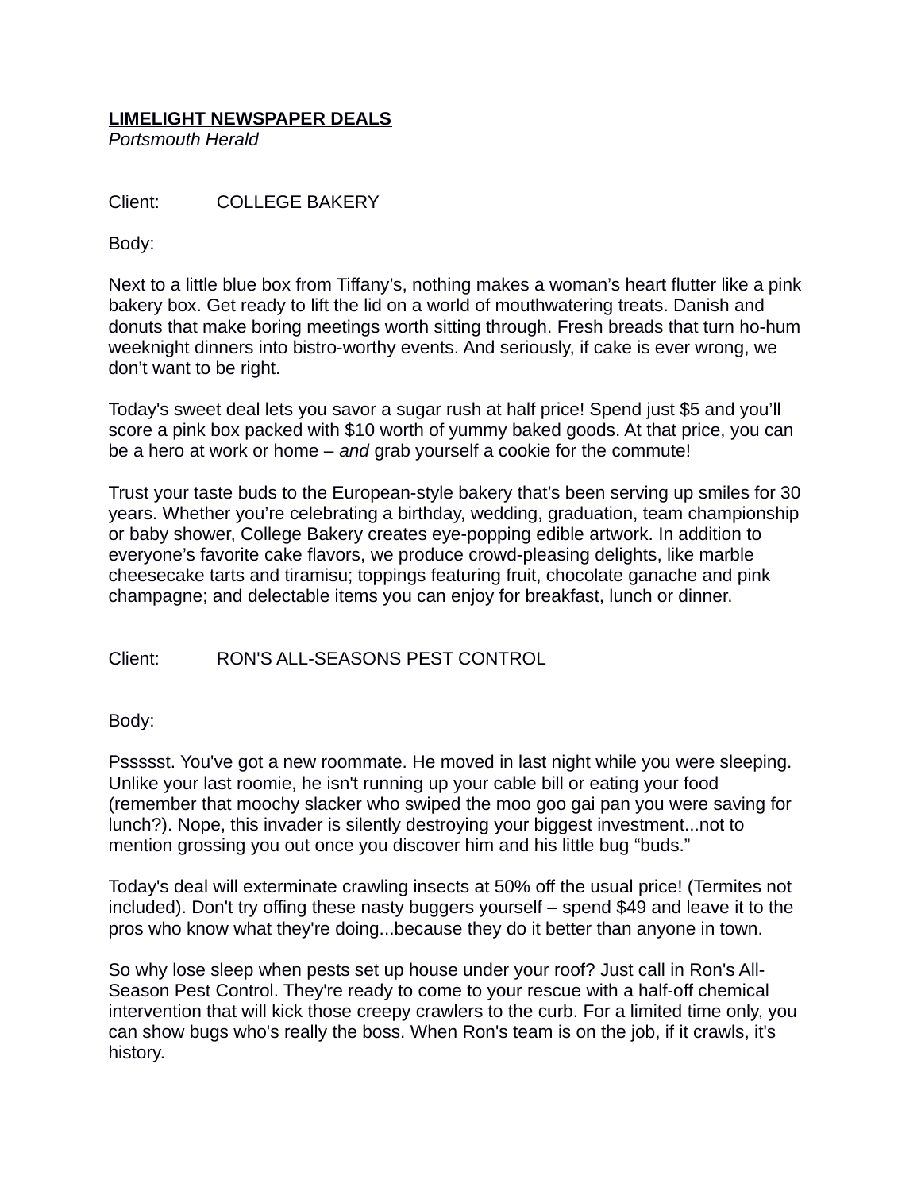**LIMELIGHT NEWSPAPER DEALS**
*Portsmouth Herald*

Client: COLLEGE BAKERY

Body:

Next to a little blue box from Tiffany's, nothing makes a woman's heart flutter like a pink bakery box. Get ready to lift the lid on a world of mouthwatering treats. Danish and donuts that make boring meetings worth sitting through. Fresh breads that turn ho-hum weeknight dinners into bistro-worthy events. And seriously, if cake is ever wrong, we don't want to be right.

Today's sweet deal lets you savor a sugar rush at half price! Spend just $5 and you'll score a pink box packed with $10 worth of yummy baked goods. At that price, you can be a hero at work or home – *and* grab yourself a cookie for the commute!

Trust your taste buds to the European-style bakery that's been serving up smiles for 30 years. Whether you're celebrating a birthday, wedding, graduation, team championship or baby shower, College Bakery creates eye-popping edible artwork. In addition to everyone's favorite cake flavors, we produce crowd-pleasing delights, like marble cheesecake tarts and tiramisu; toppings featuring fruit, chocolate ganache and pink champagne; and delectable items you can enjoy for breakfast, lunch or dinner.

Client: RON'S ALL-SEASONS PEST CONTROL

Body:

Pssssst. You've got a new roommate. He moved in last night while you were sleeping. Unlike your last roomie, he isn't running up your cable bill or eating your food (remember that moochy slacker who swiped the moo goo gai pan you were saving for lunch?). Nope, this invader is silently destroying your biggest investment...not to mention grossing you out once you discover him and his little bug "buds."

Today's deal will exterminate crawling insects at 50% off the usual price! (Termites not included). Don't try offing these nasty buggers yourself – spend $49 and leave it to the pros who know what they're doing...because they do it better than anyone in town.

So why lose sleep when pests set up house under your roof? Just call in Ron's All-Season Pest Control. They're ready to come to your rescue with a half-off chemical intervention that will kick those creepy crawlers to the curb. For a limited time only, you can show bugs who's really the boss. When Ron's team is on the job, if it crawls, it's history.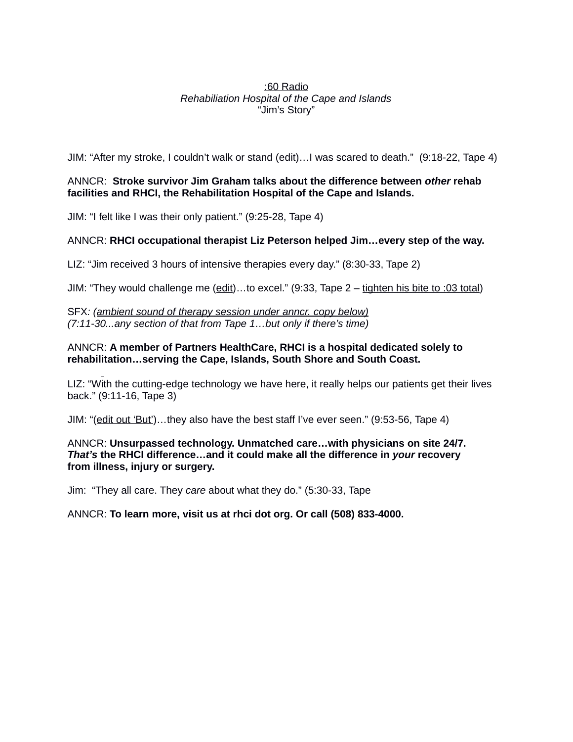<u>:60 Radio</u>
*Rehabiliation Hospital of the Cape and Islands*
"Jim's Story"

JIM: "After my stroke, I couldn't walk or stand (<u>edit</u>)…I was scared to death." (9:18-22, Tape 4)

ANNCR: **Stroke survivor Jim Graham talks about the difference between *other* rehab facilities and RHCI, the Rehabilitation Hospital of the Cape and Islands.**

JIM: "I felt like I was their only patient." (9:25-28, Tape 4)

ANNCR: **RHCI occupational therapist Liz Peterson helped Jim…every step of the way.**

LIZ: "Jim received 3 hours of intensive therapies every day." (8:30-33, Tape 2)

JIM: "They would challenge me (<u>edit</u>)…to excel." (9:33, Tape 2 – <u>tighten his bite to :03 total</u>)

SFX*: (<u>ambient sound of therapy session under anncr. copy below)</u>*
*(7:11-30...any section of that from Tape 1…but only if there's time)*

ANNCR: **A member of Partners HealthCare, RHCI is a hospital dedicated solely to rehabilitation…serving the Cape, Islands, South Shore and South Coast.**

LIZ: "With the cutting-edge technology we have here, it really helps our patients get their lives back." (9:11-16, Tape 3)

JIM: "(<u>edit out 'But'</u>)…they also have the best staff I've ever seen." (9:53-56, Tape 4)

ANNCR: **Unsurpassed technology. Unmatched care…with physicians on site 24/7. *That's* the RHCI difference…and it could make all the difference in *your* recovery from illness, injury or surgery.**

Jim: "They all care. They *care* about what they do." (5:30-33, Tape

ANNCR: **To learn more, visit us at rhci dot org. Or call (508) 833-4000.**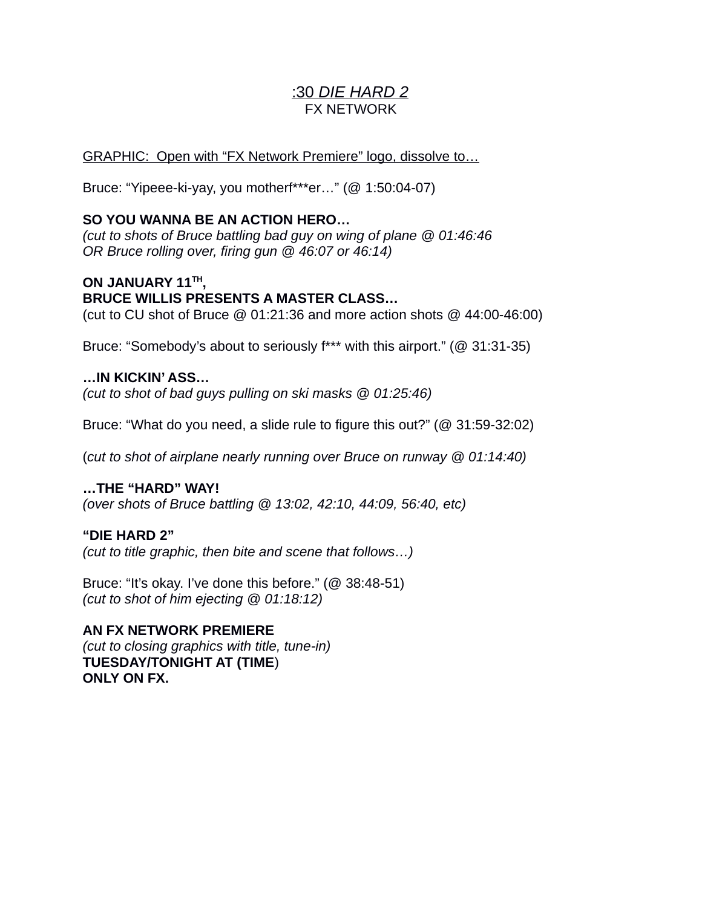<u>:30 *DIE HARD 2*</u>
FX NETWORK

<u>GRAPHIC: Open with “FX Network Premiere” logo, dissolve to…</u>

Bruce: “Yipeee-ki-yay, you motherf***er…” (@ 1:50:04-07)

**SO YOU WANNA BE AN ACTION HERO…**
*(cut to shots of Bruce battling bad guy on wing of plane @ 01:46:46*
*OR Bruce rolling over, firing gun @ 46:07 or 46:14)*

**ON JANUARY 11TH,**
**BRUCE WILLIS PRESENTS A MASTER CLASS…**
(cut to CU shot of Bruce @ 01:21:36 and more action shots @ 44:00-46:00)

Bruce: “Somebody’s about to seriously f*** with this airport.” (@ 31:31-35)

**…IN KICKIN’ ASS…**
*(cut to shot of bad guys pulling on ski masks @ 01:25:46)*

Bruce: “What do you need, a slide rule to figure this out?” (@ 31:59-32:02)

(*cut to shot of airplane nearly running over Bruce on runway @ 01:14:40)*

**…THE “HARD” WAY!**
*(over shots of Bruce battling @ 13:02, 42:10, 44:09, 56:40, etc)*

**“DIE HARD 2”**
*(cut to title graphic, then bite and scene that follows…)*

Bruce: “It’s okay. I’ve done this before.” (@ 38:48-51)
*(cut to shot of him ejecting @ 01:18:12)*

**AN FX NETWORK PREMIERE**
*(cut to closing graphics with title, tune-in)*
**TUESDAY/TONIGHT AT (TIME**)
**ONLY ON FX.**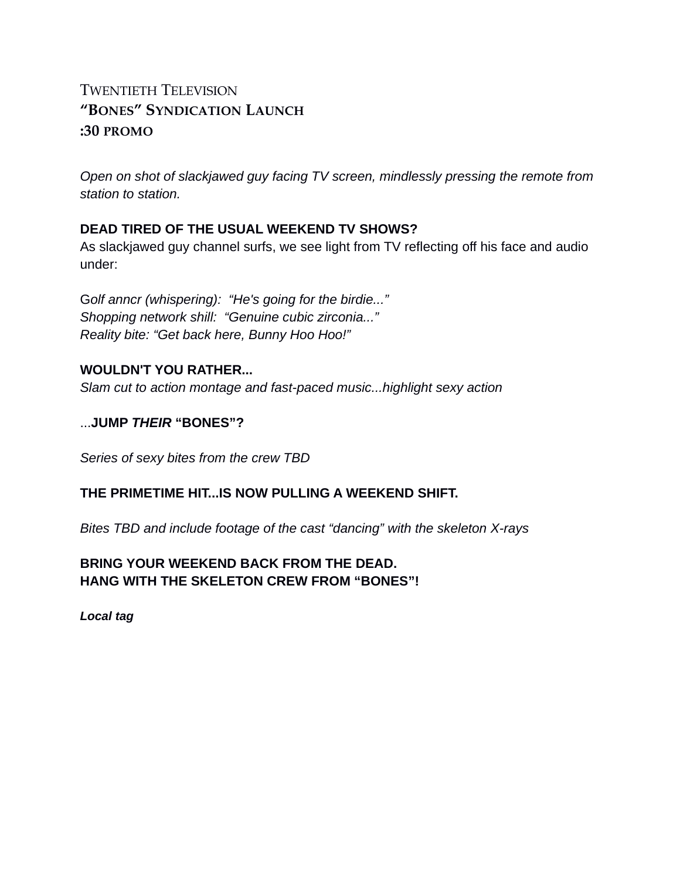TWENTIETH TELEVISION
**"BONES" SYNDICATION LAUNCH**
**:30 PROMO**

*Open on shot of slackjawed guy facing TV screen, mindlessly pressing the remote from station to station.*

**DEAD TIRED OF THE USUAL WEEKEND TV SHOWS?**
As slackjawed guy channel surfs, we see light from TV reflecting off his face and audio under:

G*olf anncr (whispering): "He's going for the birdie..."*
*Shopping network shill: "Genuine cubic zirconia..."*
*Reality bite: "Get back here, Bunny Hoo Hoo!"*

**WOULDN'T YOU RATHER...**
*Slam cut to action montage and fast-paced music...highlight sexy action*

...**JUMP *THEIR* "BONES"?**

*Series of sexy bites from the crew TBD*

**THE PRIMETIME HIT...IS NOW PULLING A WEEKEND SHIFT.**

*Bites TBD and include footage of the cast "dancing" with the skeleton X-rays*

**BRING YOUR WEEKEND BACK FROM THE DEAD.**
**HANG WITH THE SKELETON CREW FROM "BONES"!**

***Local tag***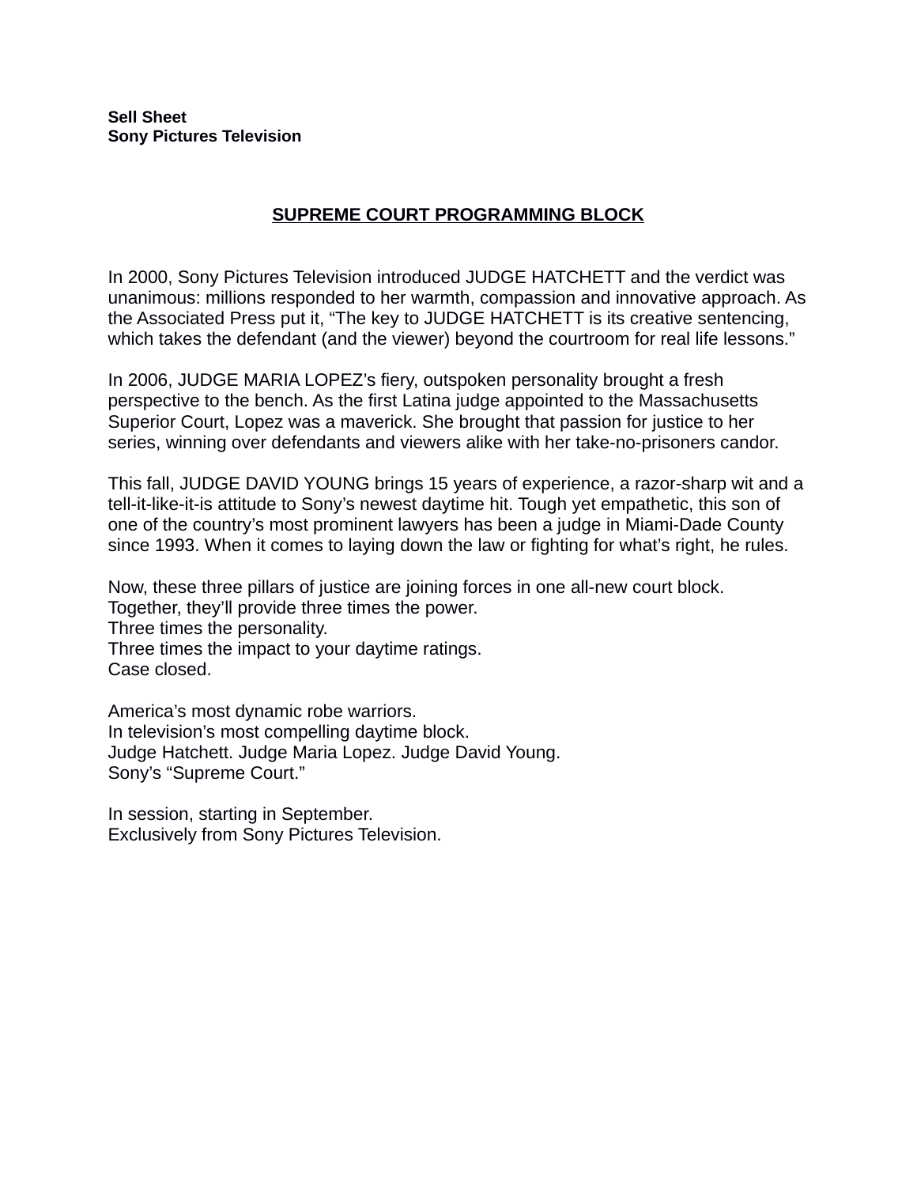**Sell Sheet**
**Sony Pictures Television**

## SUPREME COURT PROGRAMMING BLOCK

In 2000, Sony Pictures Television introduced JUDGE HATCHETT and the verdict was unanimous: millions responded to her warmth, compassion and innovative approach. As the Associated Press put it, "The key to JUDGE HATCHETT is its creative sentencing, which takes the defendant (and the viewer) beyond the courtroom for real life lessons."

In 2006, JUDGE MARIA LOPEZ's fiery, outspoken personality brought a fresh perspective to the bench. As the first Latina judge appointed to the Massachusetts Superior Court, Lopez was a maverick. She brought that passion for justice to her series, winning over defendants and viewers alike with her take-no-prisoners candor.

This fall, JUDGE DAVID YOUNG brings 15 years of experience, a razor-sharp wit and a tell-it-like-it-is attitude to Sony's newest daytime hit. Tough yet empathetic, this son of one of the country's most prominent lawyers has been a judge in Miami-Dade County since 1993. When it comes to laying down the law or fighting for what's right, he rules.

Now, these three pillars of justice are joining forces in one all-new court block.
Together, they'll provide three times the power.
Three times the personality.
Three times the impact to your daytime ratings.
Case closed.

America's most dynamic robe warriors.
In television's most compelling daytime block.
Judge Hatchett. Judge Maria Lopez. Judge David Young.
Sony's "Supreme Court."

In session, starting in September.
Exclusively from Sony Pictures Television.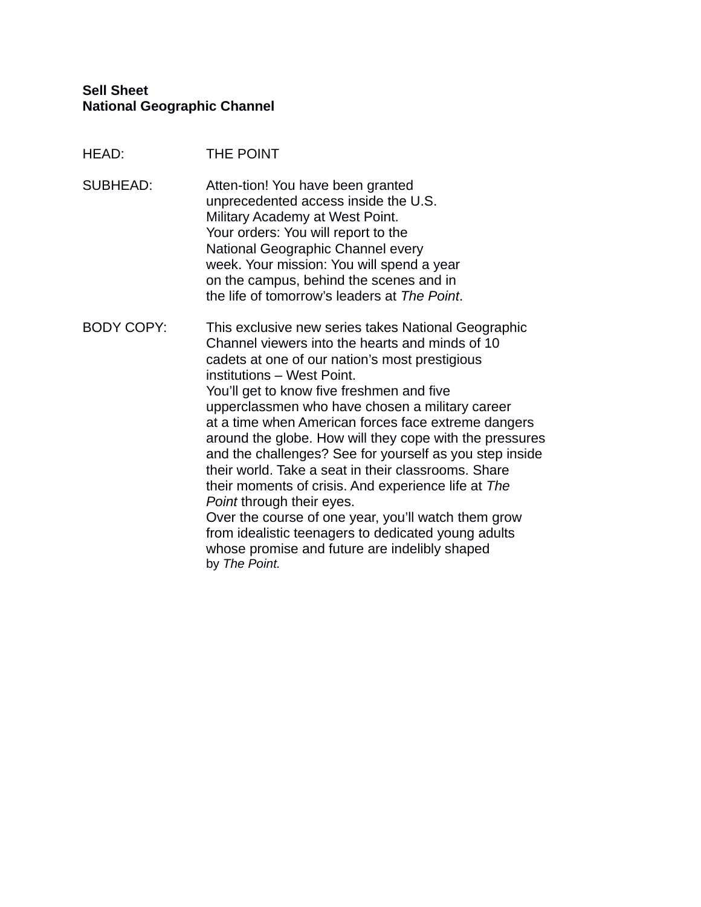**Sell Sheet**
**National Geographic Channel**

HEAD: THE POINT

SUBHEAD: Atten-tion! You have been granted unprecedented access inside the U.S. Military Academy at West Point. Your orders: You will report to the National Geographic Channel every week. Your mission: You will spend a year on the campus, behind the scenes and in the life of tomorrow's leaders at *The Point*.

BODY COPY: This exclusive new series takes National Geographic Channel viewers into the hearts and minds of 10 cadets at one of our nation's most prestigious institutions – West Point.

You'll get to know five freshmen and five upperclassmen who have chosen a military career at a time when American forces face extreme dangers around the globe. How will they cope with the pressures and the challenges? See for yourself as you step inside their world. Take a seat in their classrooms. Share their moments of crisis. And experience life at *The Point* through their eyes.

Over the course of one year, you'll watch them grow from idealistic teenagers to dedicated young adults whose promise and future are indelibly shaped by *The Point.*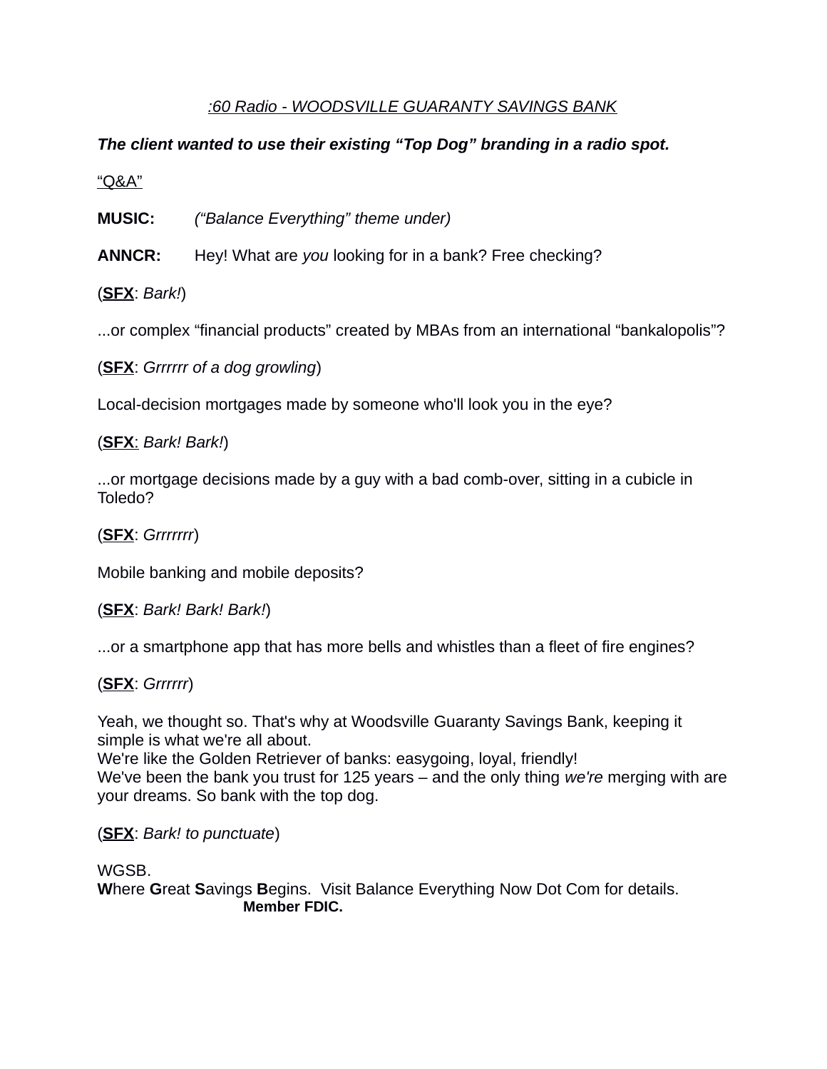*:60 Radio - WOODSVILLE GUARANTY SAVINGS BANK*

***The client wanted to use their existing "Top Dog" branding in a radio spot.***

"Q&A"

**MUSIC:** *("Balance Everything" theme under)*

**ANNCR:** Hey! What are *you* looking for in a bank? Free checking?

(**SFX**: *Bark!*)

...or complex "financial products" created by MBAs from an international "bankalopolis"?

(**SFX**: *Grrrrrr of a dog growling*)

Local-decision mortgages made by someone who'll look you in the eye?

(**SFX**: *Bark! Bark!*)

...or mortgage decisions made by a guy with a bad comb-over, sitting in a cubicle in Toledo?

(**SFX**: *Grrrrrrr*)

Mobile banking and mobile deposits?

(**SFX**: *Bark! Bark! Bark!*)

...or a smartphone app that has more bells and whistles than a fleet of fire engines?

(**SFX**: *Grrrrrr*)

Yeah, we thought so. That's why at Woodsville Guaranty Savings Bank, keeping it simple is what we're all about.
We're like the Golden Retriever of banks: easygoing, loyal, friendly!
We've been the bank you trust for 125 years – and the only thing *we're* merging with are your dreams. So bank with the top dog.

(**SFX**: *Bark! to punctuate*)

WGSB.
**W**here **G**reat **S**avings **B**egins. Visit Balance Everything Now Dot Com for details.
**Member FDIC.**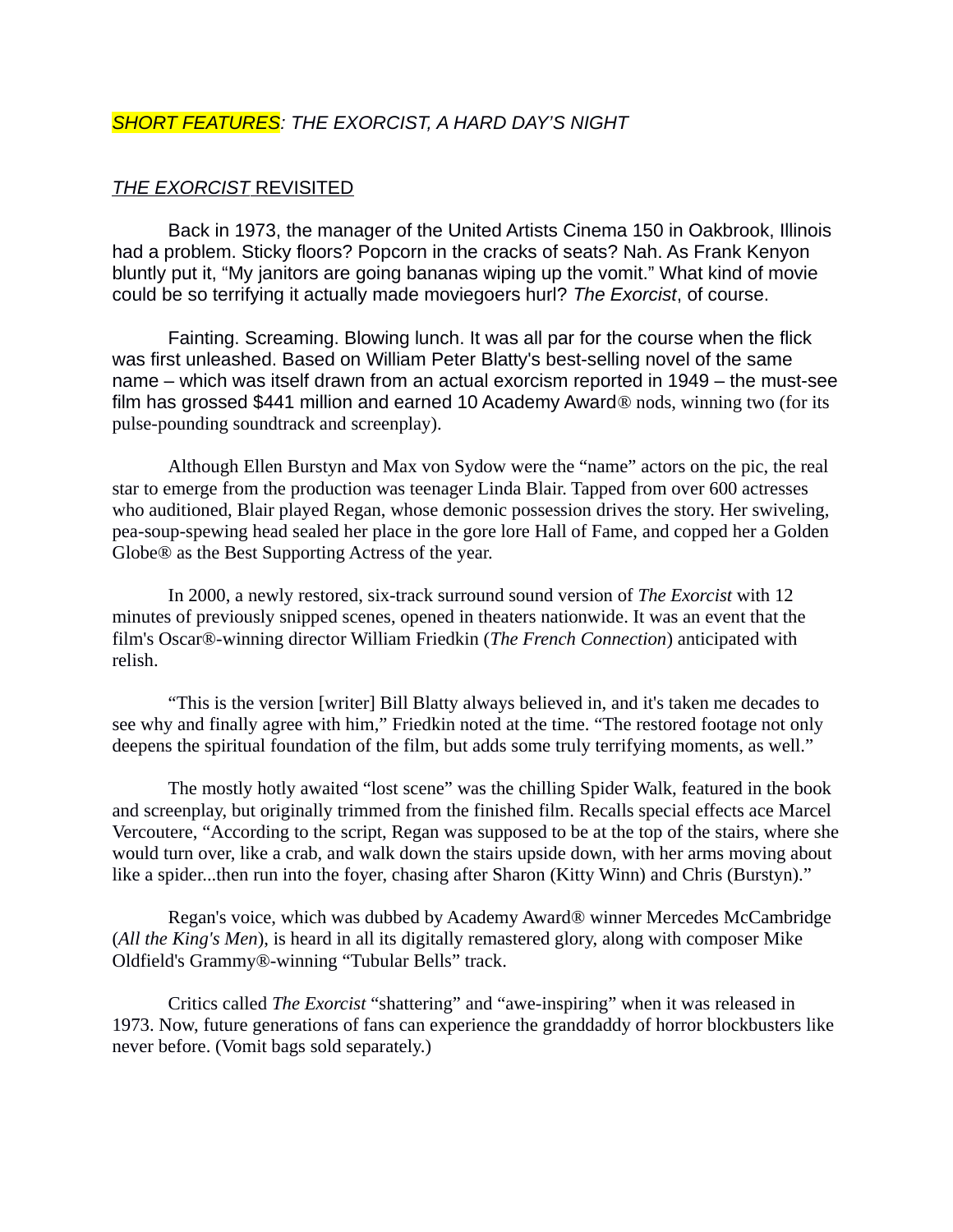## *SHORT FEATURES: THE EXORCIST, A HARD DAY'S NIGHT*

### *THE EXORCIST* REVISITED

Back in 1973, the manager of the United Artists Cinema 150 in Oakbrook, Illinois had a problem. Sticky floors? Popcorn in the cracks of seats? Nah. As Frank Kenyon bluntly put it, "My janitors are going bananas wiping up the vomit." What kind of movie could be so terrifying it actually made moviegoers hurl? *The Exorcist*, of course.

Fainting. Screaming. Blowing lunch. It was all par for the course when the flick was first unleashed. Based on William Peter Blatty's best-selling novel of the same name – which was itself drawn from an actual exorcism reported in 1949 – the must-see film has grossed $441 million and earned 10 Academy Award® nods, winning two (for its pulse-pounding soundtrack and screenplay).

Although Ellen Burstyn and Max von Sydow were the "name" actors on the pic, the real star to emerge from the production was teenager Linda Blair. Tapped from over 600 actresses who auditioned, Blair played Regan, whose demonic possession drives the story. Her swiveling, pea-soup-spewing head sealed her place in the gore lore Hall of Fame, and copped her a Golden Globe® as the Best Supporting Actress of the year.

In 2000, a newly restored, six-track surround sound version of *The Exorcist* with 12 minutes of previously snipped scenes, opened in theaters nationwide. It was an event that the film's Oscar®-winning director William Friedkin (*The French Connection*) anticipated with relish.

"This is the version [writer] Bill Blatty always believed in, and it's taken me decades to see why and finally agree with him," Friedkin noted at the time. "The restored footage not only deepens the spiritual foundation of the film, but adds some truly terrifying moments, as well."

The mostly hotly awaited "lost scene" was the chilling Spider Walk, featured in the book and screenplay, but originally trimmed from the finished film. Recalls special effects ace Marcel Vercoutere, "According to the script, Regan was supposed to be at the top of the stairs, where she would turn over, like a crab, and walk down the stairs upside down, with her arms moving about like a spider...then run into the foyer, chasing after Sharon (Kitty Winn) and Chris (Burstyn)."

Regan's voice, which was dubbed by Academy Award® winner Mercedes McCambridge (*All the King's Men*), is heard in all its digitally remastered glory, along with composer Mike Oldfield's Grammy®-winning "Tubular Bells" track.

Critics called *The Exorcist* "shattering" and "awe-inspiring" when it was released in 1973. Now, future generations of fans can experience the granddaddy of horror blockbusters like never before. (Vomit bags sold separately.)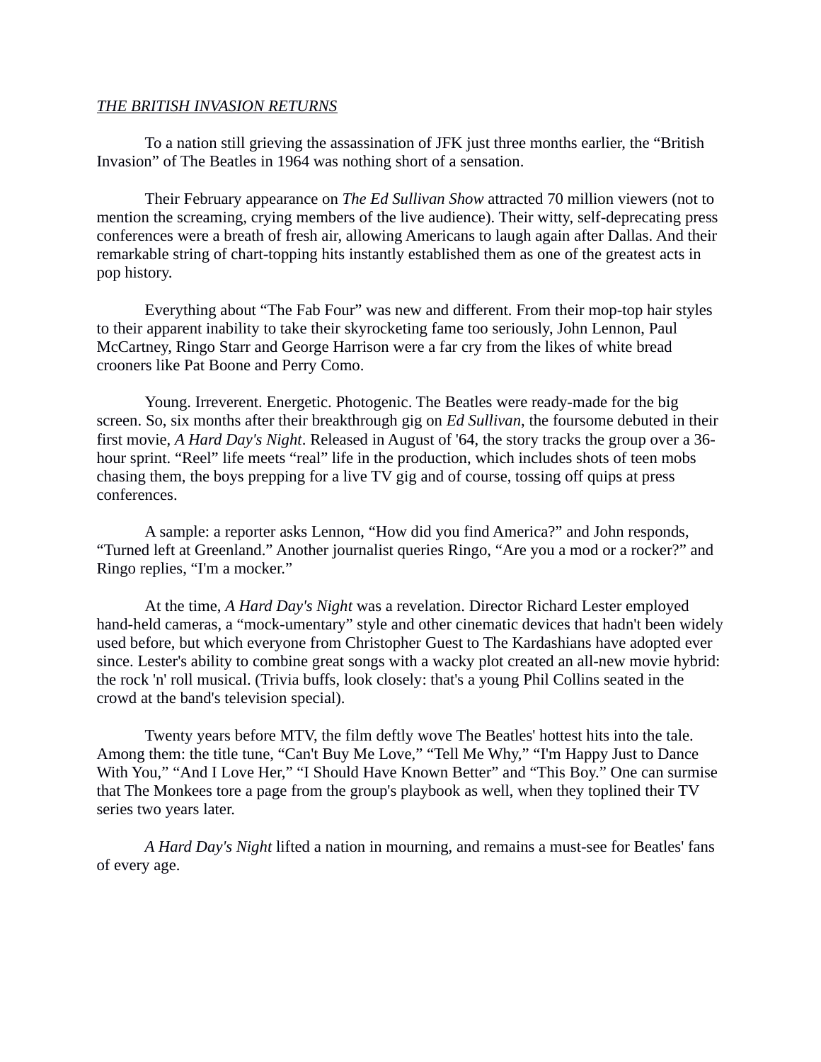*THE BRITISH INVASION RETURNS*

To a nation still grieving the assassination of JFK just three months earlier, the "British Invasion" of The Beatles in 1964 was nothing short of a sensation.

Their February appearance on *The Ed Sullivan Show* attracted 70 million viewers (not to mention the screaming, crying members of the live audience). Their witty, self-deprecating press conferences were a breath of fresh air, allowing Americans to laugh again after Dallas. And their remarkable string of chart-topping hits instantly established them as one of the greatest acts in pop history.

Everything about "The Fab Four" was new and different. From their mop-top hair styles to their apparent inability to take their skyrocketing fame too seriously, John Lennon, Paul McCartney, Ringo Starr and George Harrison were a far cry from the likes of white bread crooners like Pat Boone and Perry Como.

Young. Irreverent. Energetic. Photogenic. The Beatles were ready-made for the big screen. So, six months after their breakthrough gig on *Ed Sullivan*, the foursome debuted in their first movie, *A Hard Day's Night*. Released in August of '64, the story tracks the group over a 36-hour sprint. "Reel" life meets "real" life in the production, which includes shots of teen mobs chasing them, the boys prepping for a live TV gig and of course, tossing off quips at press conferences.

A sample: a reporter asks Lennon, "How did you find America?" and John responds, "Turned left at Greenland." Another journalist queries Ringo, "Are you a mod or a rocker?" and Ringo replies, "I'm a mocker."

At the time, *A Hard Day's Night* was a revelation. Director Richard Lester employed hand-held cameras, a "mock-umentary" style and other cinematic devices that hadn't been widely used before, but which everyone from Christopher Guest to The Kardashians have adopted ever since. Lester's ability to combine great songs with a wacky plot created an all-new movie hybrid: the rock 'n' roll musical. (Trivia buffs, look closely: that's a young Phil Collins seated in the crowd at the band's television special).

Twenty years before MTV, the film deftly wove The Beatles' hottest hits into the tale. Among them: the title tune, "Can't Buy Me Love," "Tell Me Why," "I'm Happy Just to Dance With You," "And I Love Her," "I Should Have Known Better" and "This Boy." One can surmise that The Monkees tore a page from the group's playbook as well, when they toplined their TV series two years later.

*A Hard Day's Night* lifted a nation in mourning, and remains a must-see for Beatles' fans of every age.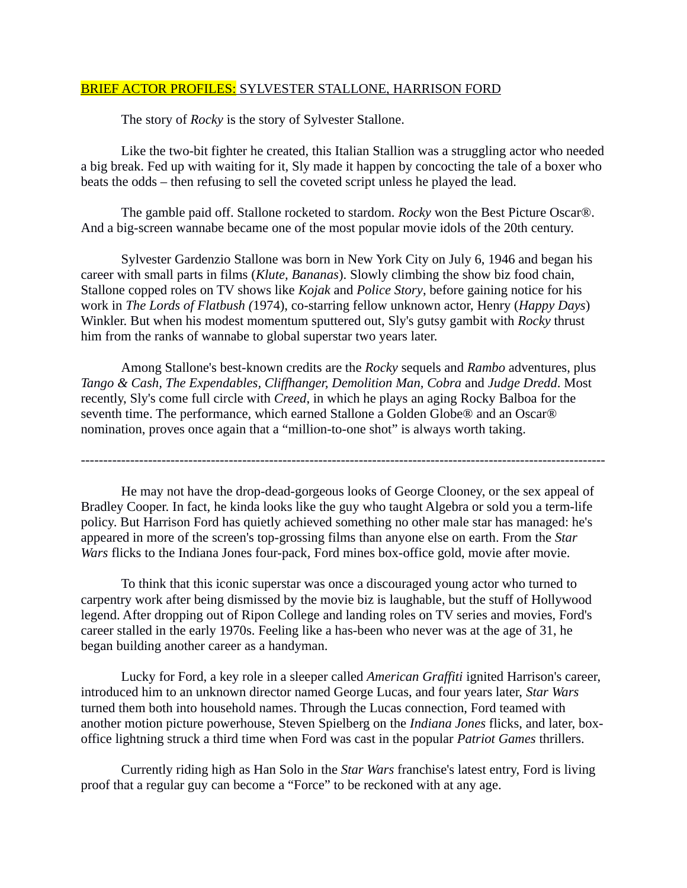## BRIEF ACTOR PROFILES: SYLVESTER STALLONE, HARRISON FORD

The story of *Rocky* is the story of Sylvester Stallone.

Like the two-bit fighter he created, this Italian Stallion was a struggling actor who needed a big break. Fed up with waiting for it, Sly made it happen by concocting the tale of a boxer who beats the odds – then refusing to sell the coveted script unless he played the lead.

The gamble paid off. Stallone rocketed to stardom. *Rocky* won the Best Picture Oscar®. And a big-screen wannabe became one of the most popular movie idols of the 20th century.

Sylvester Gardenzio Stallone was born in New York City on July 6, 1946 and began his career with small parts in films (*Klute, Bananas*). Slowly climbing the show biz food chain, Stallone copped roles on TV shows like *Kojak* and *Police Story*, before gaining notice for his work in *The Lords of Flatbush (*1974), co-starring fellow unknown actor, Henry (*Happy Days*) Winkler. But when his modest momentum sputtered out, Sly's gutsy gambit with *Rocky* thrust him from the ranks of wannabe to global superstar two years later.

Among Stallone's best-known credits are the *Rocky* sequels and *Rambo* adventures, plus *Tango & Cash, The Expendables, Cliffhanger, Demolition Man, Cobra* and *Judge Dredd*. Most recently, Sly's come full circle with *Creed*, in which he plays an aging Rocky Balboa for the seventh time. The performance, which earned Stallone a Golden Globe® and an Oscar® nomination, proves once again that a "million-to-one shot" is always worth taking.

---

He may not have the drop-dead-gorgeous looks of George Clooney, or the sex appeal of Bradley Cooper. In fact, he kinda looks like the guy who taught Algebra or sold you a term-life policy. But Harrison Ford has quietly achieved something no other male star has managed: he's appeared in more of the screen's top-grossing films than anyone else on earth. From the *Star Wars* flicks to the Indiana Jones four-pack, Ford mines box-office gold, movie after movie.

To think that this iconic superstar was once a discouraged young actor who turned to carpentry work after being dismissed by the movie biz is laughable, but the stuff of Hollywood legend. After dropping out of Ripon College and landing roles on TV series and movies, Ford's career stalled in the early 1970s. Feeling like a has-been who never was at the age of 31, he began building another career as a handyman.

Lucky for Ford, a key role in a sleeper called *American Graffiti* ignited Harrison's career, introduced him to an unknown director named George Lucas, and four years later, *Star Wars* turned them both into household names. Through the Lucas connection, Ford teamed with another motion picture powerhouse, Steven Spielberg on the *Indiana Jones* flicks, and later, box-office lightning struck a third time when Ford was cast in the popular *Patriot Games* thrillers.

Currently riding high as Han Solo in the *Star Wars* franchise's latest entry, Ford is living proof that a regular guy can become a "Force" to be reckoned with at any age.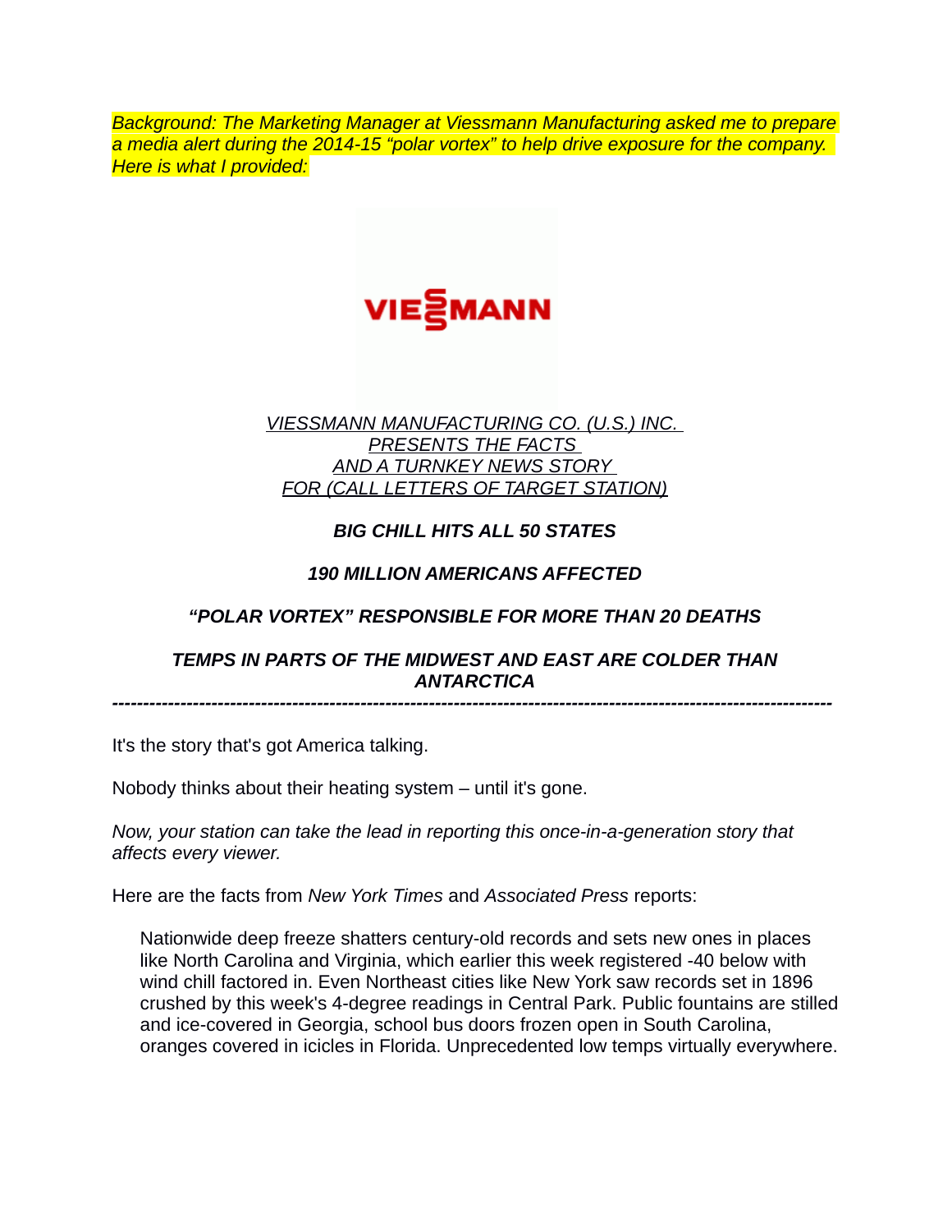*Background: The Marketing Manager at Viessmann Manufacturing asked me to prepare a media alert during the 2014-15 "polar vortex" to help drive exposure for the company. Here is what I provided:*

VIESSMANN

*VIESSMANN MANUFACTURING CO. (U.S.) INC.*
*PRESENTS THE FACTS*
*AND A TURNKEY NEWS STORY*
*FOR (CALL LETTERS OF TARGET STATION)*

***BIG CHILL HITS ALL 50 STATES***

***190 MILLION AMERICANS AFFECTED***

***"POLAR VORTEX" RESPONSIBLE FOR MORE THAN 20 DEATHS***

***TEMPS IN PARTS OF THE MIDWEST AND EAST ARE COLDER THAN ANTARCTICA***

---

It's the story that's got America talking.

Nobody thinks about their heating system – until it's gone.

*Now, your station can take the lead in reporting this once-in-a-generation story that affects every viewer.*

Here are the facts from *New York Times* and *Associated Press* reports:

> Nationwide deep freeze shatters century-old records and sets new ones in places like North Carolina and Virginia, which earlier this week registered -40 below with wind chill factored in. Even Northeast cities like New York saw records set in 1896 crushed by this week's 4-degree readings in Central Park. Public fountains are stilled and ice-covered in Georgia, school bus doors frozen open in South Carolina, oranges covered in icicles in Florida. Unprecedented low temps virtually everywhere.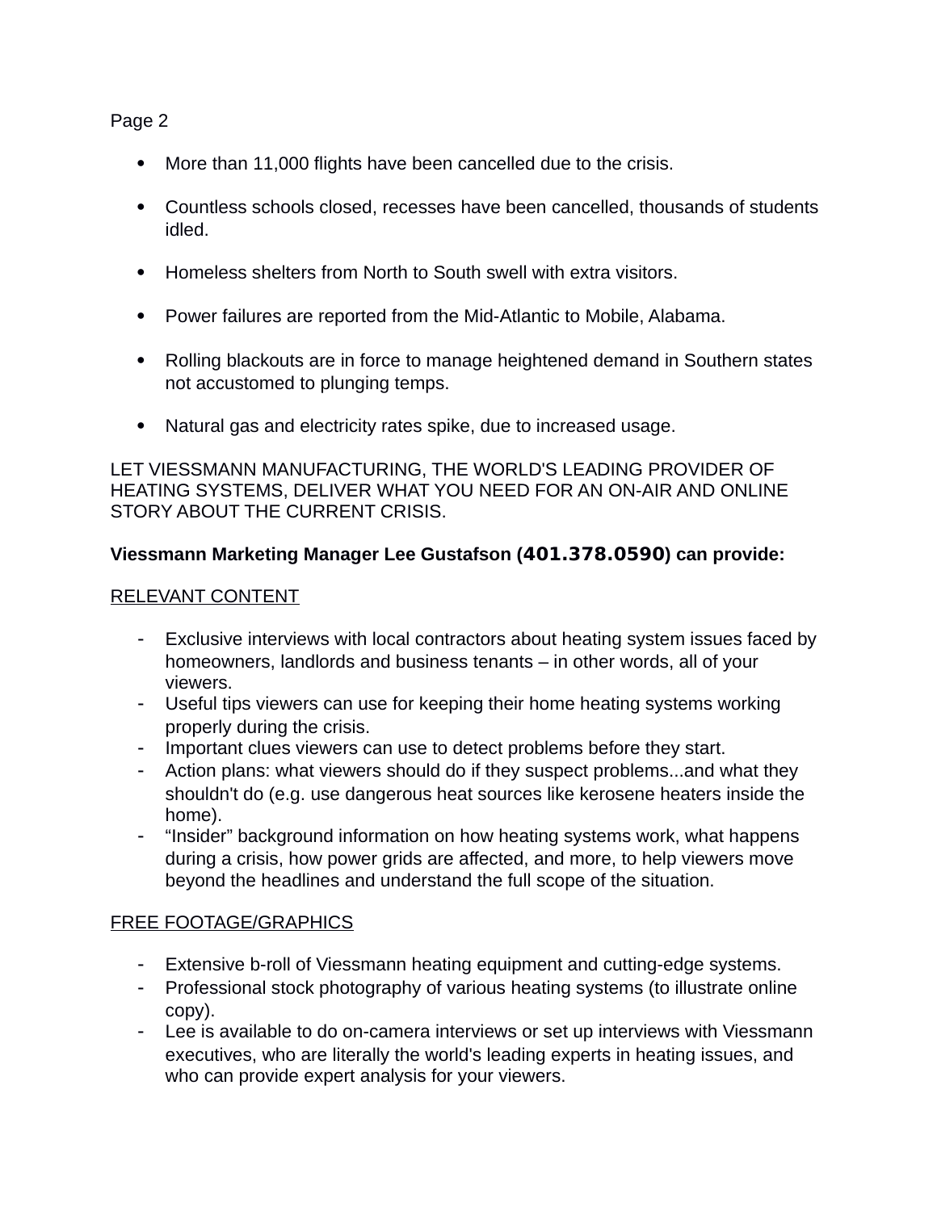- More than 11,000 flights have been cancelled due to the crisis.
- Countless schools closed, recesses have been cancelled, thousands of students idled.
- Homeless shelters from North to South swell with extra visitors.
- Power failures are reported from the Mid-Atlantic to Mobile, Alabama.
- Rolling blackouts are in force to manage heightened demand in Southern states not accustomed to plunging temps.
- Natural gas and electricity rates spike, due to increased usage.

LET VIESSMANN MANUFACTURING, THE WORLD'S LEADING PROVIDER OF HEATING SYSTEMS, DELIVER WHAT YOU NEED FOR AN ON-AIR AND ONLINE STORY ABOUT THE CURRENT CRISIS.

**Viessmann Marketing Manager Lee Gustafson (401.378.0590) can provide:**

RELEVANT CONTENT

- Exclusive interviews with local contractors about heating system issues faced by homeowners, landlords and business tenants – in other words, all of your viewers.
- Useful tips viewers can use for keeping their home heating systems working properly during the crisis.
- Important clues viewers can use to detect problems before they start.
- Action plans: what viewers should do if they suspect problems...and what they shouldn't do (e.g. use dangerous heat sources like kerosene heaters inside the home).
- "Insider" background information on how heating systems work, what happens during a crisis, how power grids are affected, and more, to help viewers move beyond the headlines and understand the full scope of the situation.

FREE FOOTAGE/GRAPHICS

- Extensive b-roll of Viessmann heating equipment and cutting-edge systems.
- Professional stock photography of various heating systems (to illustrate online copy).
- Lee is available to do on-camera interviews or set up interviews with Viessmann executives, who are literally the world's leading experts in heating issues, and who can provide expert analysis for your viewers.